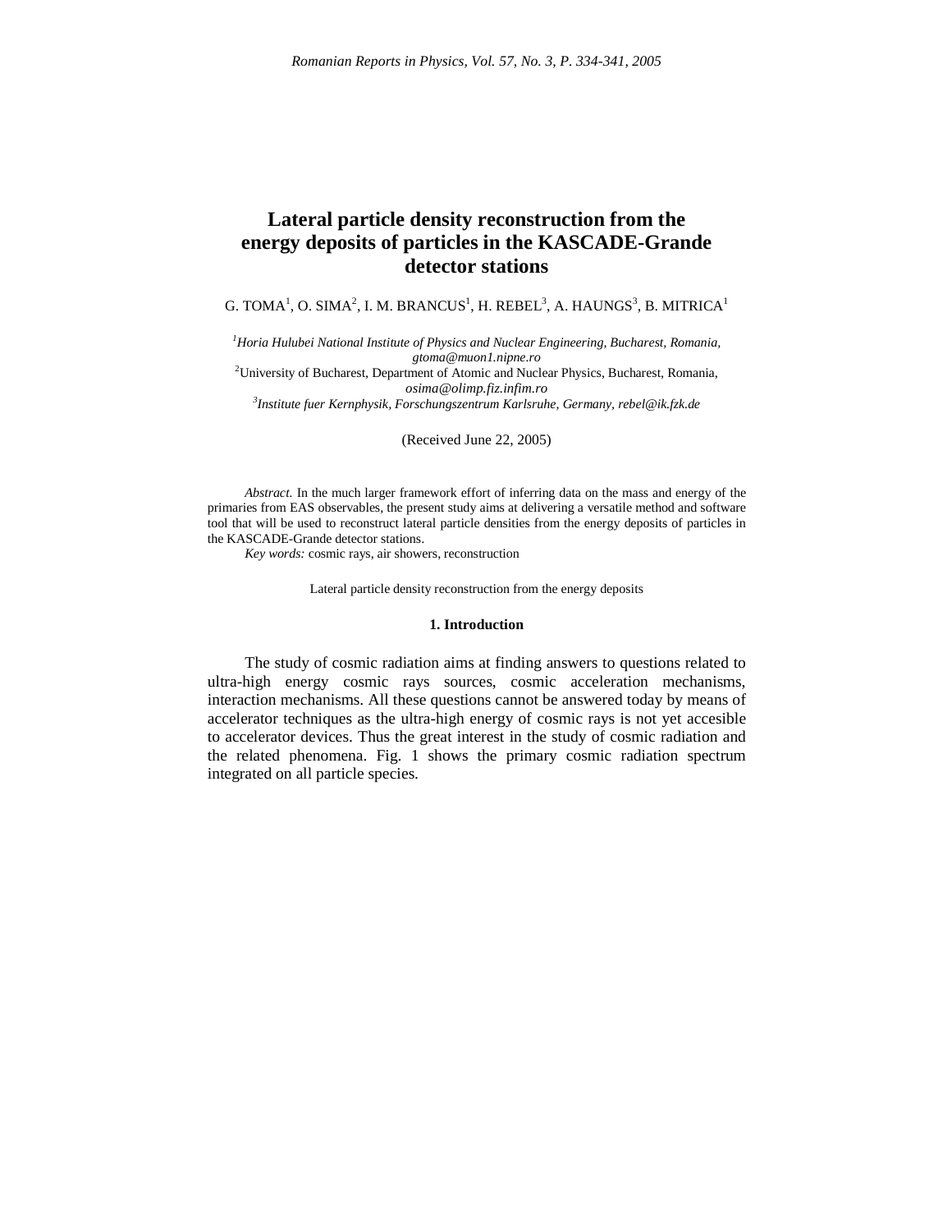# Lateral particle density reconstruction from the energy deposits of particles in the KASCADE-Grande detector stations

G. TOMA[1], O. SIMA[2], I. M. BRANCUS[1], H. REBEL[3], A. HAUNGS[3], B. MITRICA[1]

[1]*Horia Hulubei National Institute of Physics and Nuclear Engineering, Bucharest, Romania, gtoma@muon1.nipne.ro*
[2]University of Bucharest, Department of Atomic and Nuclear Physics, Bucharest, Romania, *osima@olimp.fiz.infim.ro*
[3]*Institute fuer Kernphysik, Forschungszentrum Karlsruhe, Germany, rebel@ik.fzk.de*

(Received June 22, 2005)

*Abstract.* In the much larger framework effort of inferring data on the mass and energy of the primaries from EAS observables, the present study aims at delivering a versatile method and software tool that will be used to reconstruct lateral particle densities from the energy deposits of particles in the KASCADE-Grande detector stations.

*Key words:* cosmic rays, air showers, reconstruction

Lateral particle density reconstruction from the energy deposits

## 1. Introduction

The study of cosmic radiation aims at finding answers to questions related to ultra-high energy cosmic rays sources, cosmic acceleration mechanisms, interaction mechanisms. All these questions cannot be answered today by means of accelerator techniques as the ultra-high energy of cosmic rays is not yet accesible to accelerator devices. Thus the great interest in the study of cosmic radiation and the related phenomena. Fig. 1 shows the primary cosmic radiation spectrum integrated on all particle species.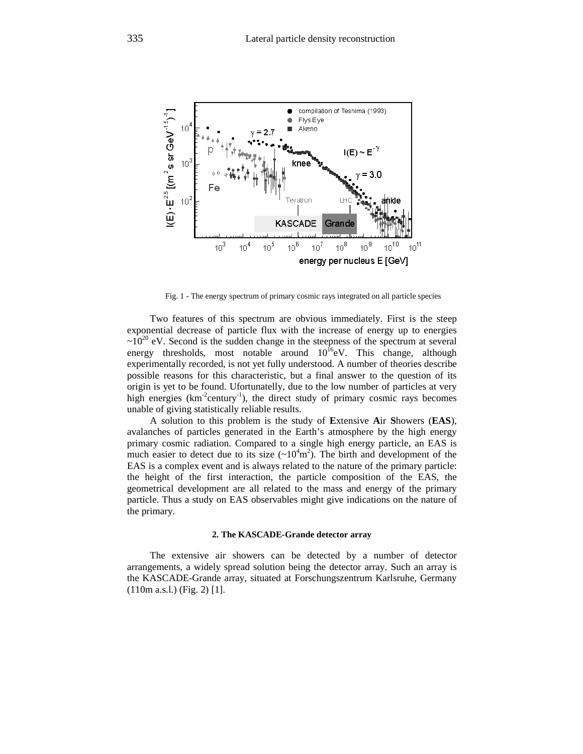Fig. 1 - The energy spectrum of primary cosmic rays integrated on all particle species

Two features of this spectrum are obvious immediately. First is the steep exponential decrease of particle flux with the increase of energy up to energies $\sim 10^{20}$ eV. Second is the sudden change in the steepness of the spectrum at several energy thresholds, most notable around $10^{16}$eV. This change, although experimentally recorded, is not yet fully understood. A number of theories describe possible reasons for this characteristic, but a final answer to the question of its origin is yet to be found. Ufortunatelly, due to the low number of particles at very high energies ($km^{-2}century^{-1}$), the direct study of primary cosmic rays becomes unable of giving statistically reliable results.

A solution to this problem is the study of **E**xtensive **A**ir **S**howers (**EAS**), avalanches of particles generated in the Earth's atmosphere by the high energy primary cosmic radiation. Compared to a single high energy particle, an EAS is much easier to detect due to its size ($\sim 10^4 m^2$). The birth and development of the EAS is a complex event and is always related to the nature of the primary particle: the height of the first interaction, the particle composition of the EAS, the geometrical development are all related to the mass and energy of the primary particle. Thus a study on EAS observables might give indications on the nature of the primary.

#### 2. The KASCADE-Grande detector array

The extensive air showers can be detected by a number of detector arrangements, a widely spread solution being the detector array. Such an array is the KASCADE-Grande array, situated at Forschungszentrum Karlsruhe, Germany (110m a.s.l.) (Fig. 2) [1].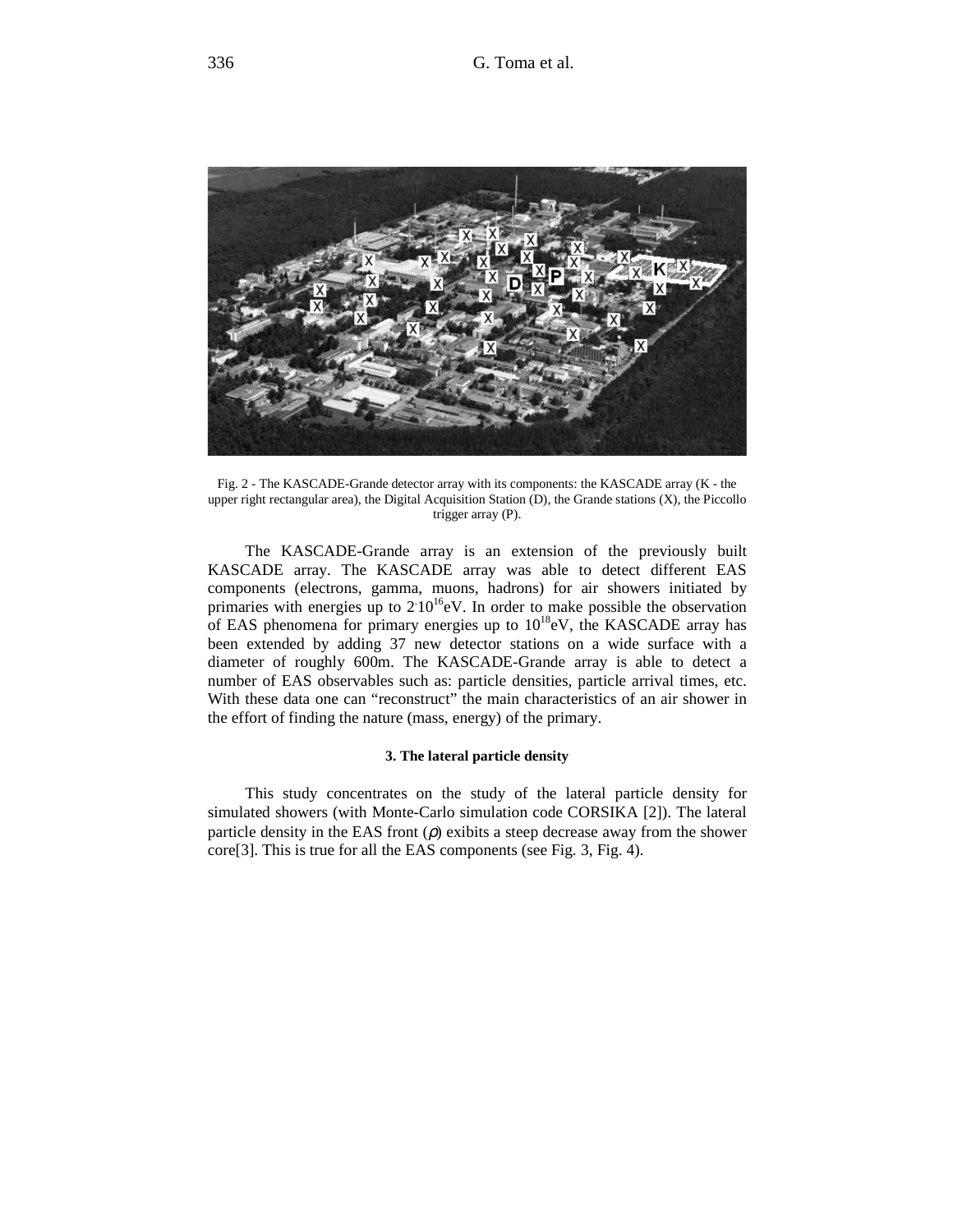Fig. 2 - The KASCADE-Grande detector array with its components: the KASCADE array (K - the upper right rectangular area), the Digital Acquisition Station (D), the Grande stations (X), the Piccollo trigger array (P).

The KASCADE-Grande array is an extension of the previously built KASCADE array. The KASCADE array was able to detect different EAS components (electrons, gamma, muons, hadrons) for air showers initiated by primaries with energies up to $2 \cdot 10^{16}$eV. In order to make possible the observation of EAS phenomena for primary energies up to $10^{18}$eV, the KASCADE array has been extended by adding 37 new detector stations on a wide surface with a diameter of roughly 600m. The KASCADE-Grande array is able to detect a number of EAS observables such as: particle densities, particle arrival times, etc. With these data one can "reconstruct" the main characteristics of an air shower in the effort of finding the nature (mass, energy) of the primary.

### 3. The lateral particle density

This study concentrates on the study of the lateral particle density for simulated showers (with Monte-Carlo simulation code CORSIKA [2]). The lateral particle density in the EAS front ($\rho$) exibits a steep decrease away from the shower core[3]. This is true for all the EAS components (see Fig. 3, Fig. 4).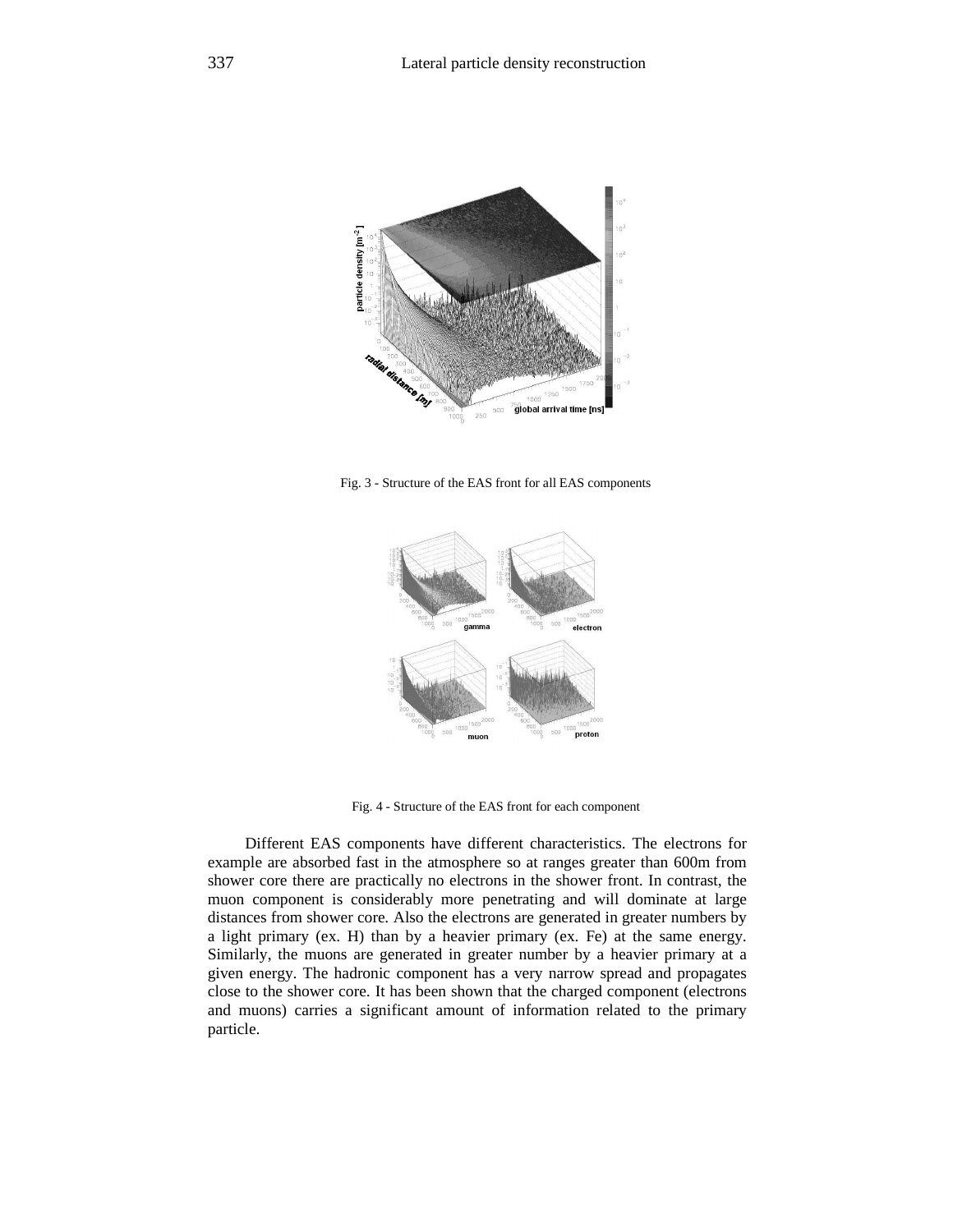Fig. 3 - Structure of the EAS front for all EAS components

Fig. 4 - Structure of the EAS front for each component

Different EAS components have different characteristics. The electrons for example are absorbed fast in the atmosphere so at ranges greater than 600m from shower core there are practically no electrons in the shower front. In contrast, the muon component is considerably more penetrating and will dominate at large distances from shower core. Also the electrons are generated in greater numbers by a light primary (ex. H) than by a heavier primary (ex. Fe) at the same energy. Similarly, the muons are generated in greater number by a heavier primary at a given energy. The hadronic component has a very narrow spread and propagates close to the shower core. It has been shown that the charged component (electrons and muons) carries a significant amount of information related to the primary particle.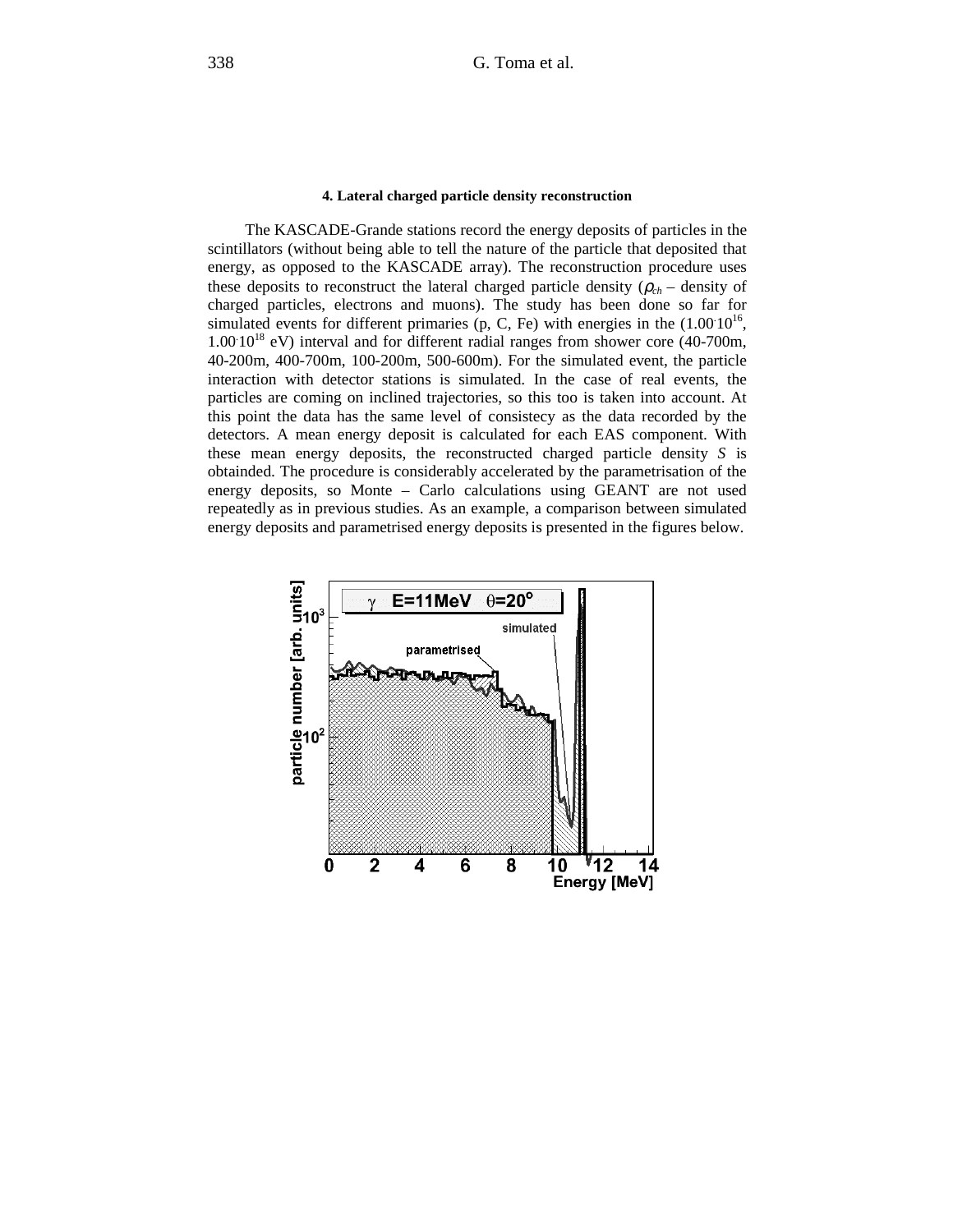### 4. Lateral charged particle density reconstruction

The KASCADE-Grande stations record the energy deposits of particles in the scintillators (without being able to tell the nature of the particle that deposited that energy, as opposed to the KASCADE array). The reconstruction procedure uses these deposits to reconstruct the lateral charged particle density ($\rho_{ch}$ – density of charged particles, electrons and muons). The study has been done so far for simulated events for different primaries (p, C, Fe) with energies in the ($1.00 \cdot 10^{16}$, $1.00 \cdot 10^{18}$ eV) interval and for different radial ranges from shower core (40-700m, 40-200m, 400-700m, 100-200m, 500-600m). For the simulated event, the particle interaction with detector stations is simulated. In the case of real events, the particles are coming on inclined trajectories, so this too is taken into account. At this point the data has the same level of consistecy as the data recorded by the detectors. A mean energy deposit is calculated for each EAS component. With these mean energy deposits, the reconstructed charged particle density *S* is obtainded. The procedure is considerably accelerated by the parametrisation of the energy deposits, so Monte – Carlo calculations using GEANT are not used repeatedly as in previous studies. As an example, a comparison between simulated energy deposits and parametrised energy deposits is presented in the figures below.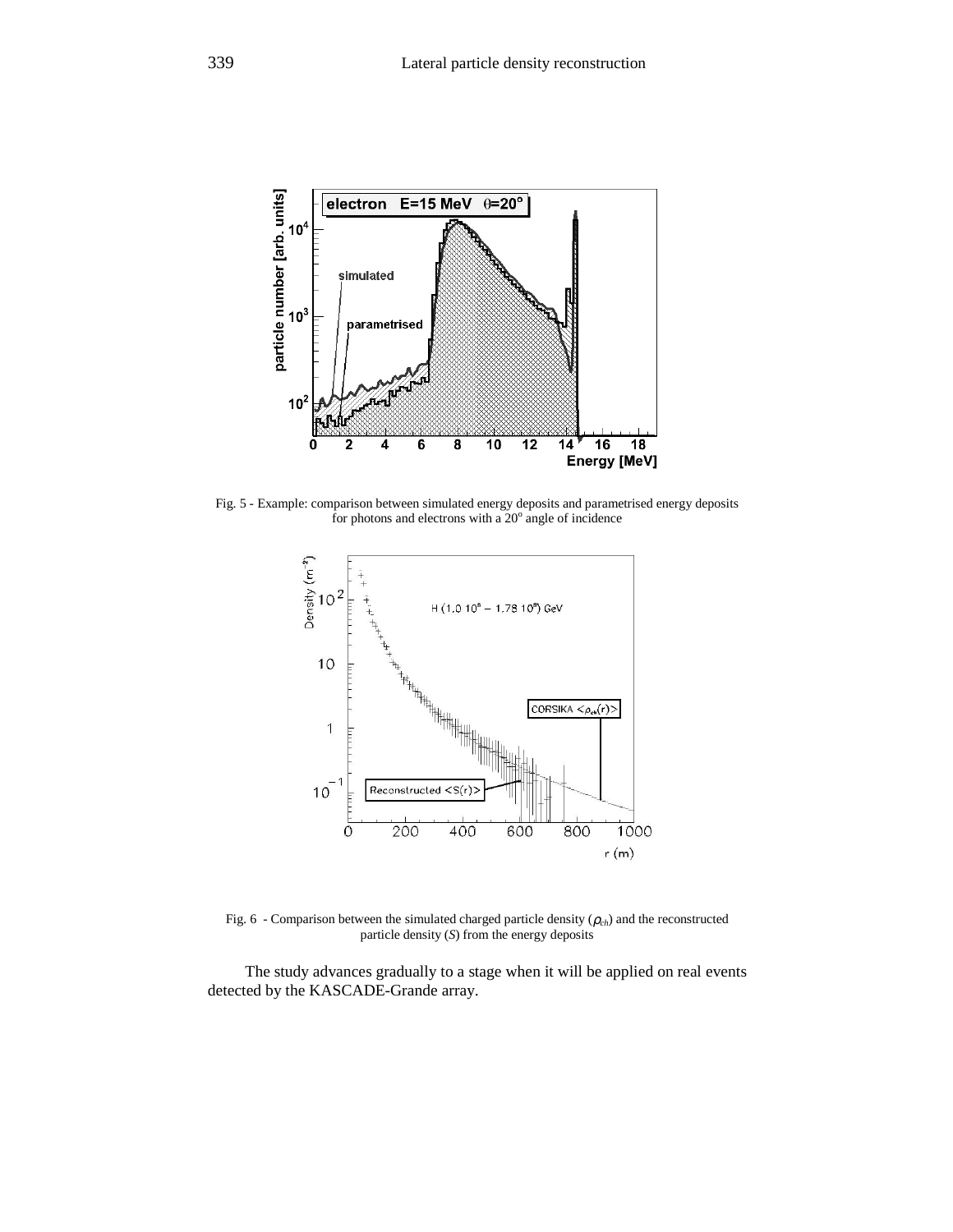Fig. 5 - Example: comparison between simulated energy deposits and parametrised energy deposits for photons and electrons with a 20° angle of incidence

Fig. 6 - Comparison between the simulated charged particle density ($\rho_{ch}$) and the reconstructed particle density ($S$) from the energy deposits

The study advances gradually to a stage when it will be applied on real events detected by the KASCADE-Grande array.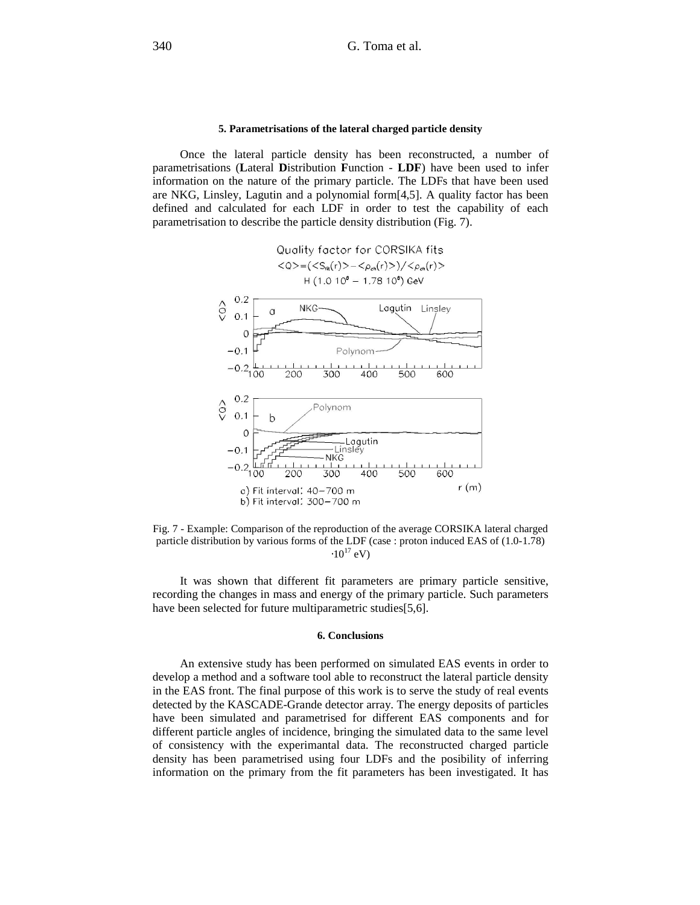### 5. Parametrisations of the lateral charged particle density

Once the lateral particle density has been reconstructed, a number of parametrisations (**L**ateral **D**istribution **F**unction - **LDF**) have been used to infer information on the nature of the primary particle. The LDFs that have been used are NKG, Linsley, Lagutin and a polynomial form[4,5]. A quality factor has been defined and calculated for each LDF in order to test the capability of each parametrisation to describe the particle density distribution (Fig. 7).

Fig. 7 - Example: Comparison of the reproduction of the average CORSIKA lateral charged particle distribution by various forms of the LDF (case : proton induced EAS of (1.0-1.78) $\cdot 10^{17}$ eV)

It was shown that different fit parameters are primary particle sensitive, recording the changes in mass and energy of the primary particle. Such parameters have been selected for future multiparametric studies[5,6].

### 6. Conclusions

An extensive study has been performed on simulated EAS events in order to develop a method and a software tool able to reconstruct the lateral particle density in the EAS front. The final purpose of this work is to serve the study of real events detected by the KASCADE-Grande detector array. The energy deposits of particles have been simulated and parametrised for different EAS components and for different particle angles of incidence, bringing the simulated data to the same level of consistency with the experimantal data. The reconstructed charged particle density has been parametrised using four LDFs and the posibility of inferring information on the primary from the fit parameters has been investigated. It has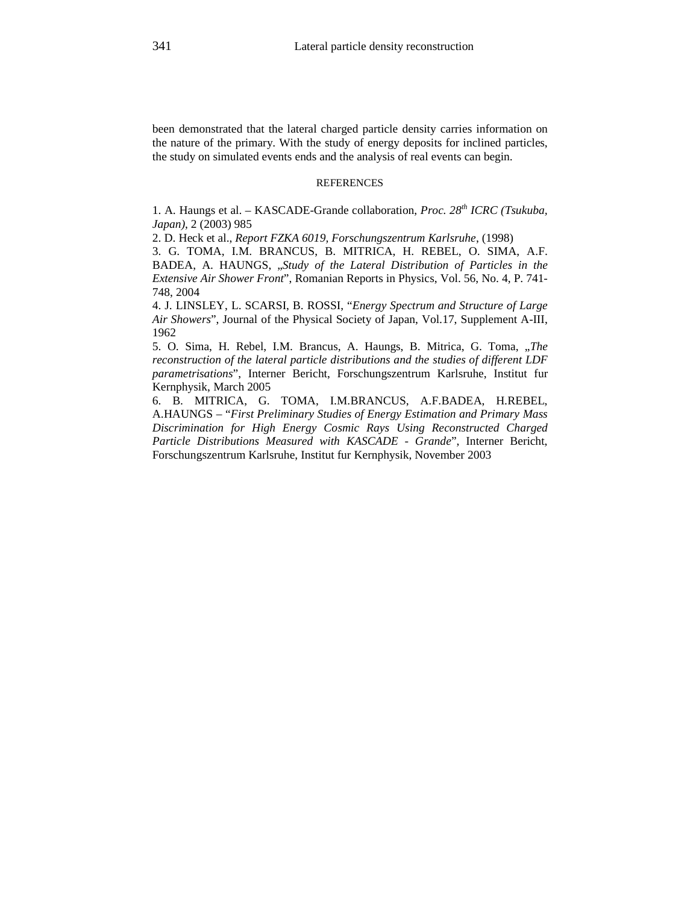been demonstrated that the lateral charged particle density carries information on the nature of the primary. With the study of energy deposits for inclined particles, the study on simulated events ends and the analysis of real events can begin.

## REFERENCES

1. A. Haungs et al. – KASCADE-Grande collaboration, *Proc. 28th ICRC (Tsukuba, Japan)*, 2 (2003) 985
2. D. Heck et al., *Report FZKA 6019, Forschungszentrum Karlsruhe*, (1998)
3. G. TOMA, I.M. BRANCUS, B. MITRICA, H. REBEL, O. SIMA, A.F. BADEA, A. HAUNGS, „*Study of the Lateral Distribution of Particles in the Extensive Air Shower Front*", Romanian Reports in Physics, Vol. 56, No. 4, P. 741-748, 2004
4. J. LINSLEY, L. SCARSI, B. ROSSI, "*Energy Spectrum and Structure of Large Air Showers*", Journal of the Physical Society of Japan, Vol.17, Supplement A-III, 1962
5. O. Sima, H. Rebel, I.M. Brancus, A. Haungs, B. Mitrica, G. Toma, „*The reconstruction of the lateral particle distributions and the studies of different LDF parametrisations*", Interner Bericht, Forschungszentrum Karlsruhe, Institut fur Kernphysik, March 2005
6. B. MITRICA, G. TOMA, I.M.BRANCUS, A.F.BADEA, H.REBEL, A.HAUNGS – "*First Preliminary Studies of Energy Estimation and Primary Mass Discrimination for High Energy Cosmic Rays Using Reconstructed Charged Particle Distributions Measured with KASCADE - Grande*", Interner Bericht, Forschungszentrum Karlsruhe, Institut fur Kernphysik, November 2003